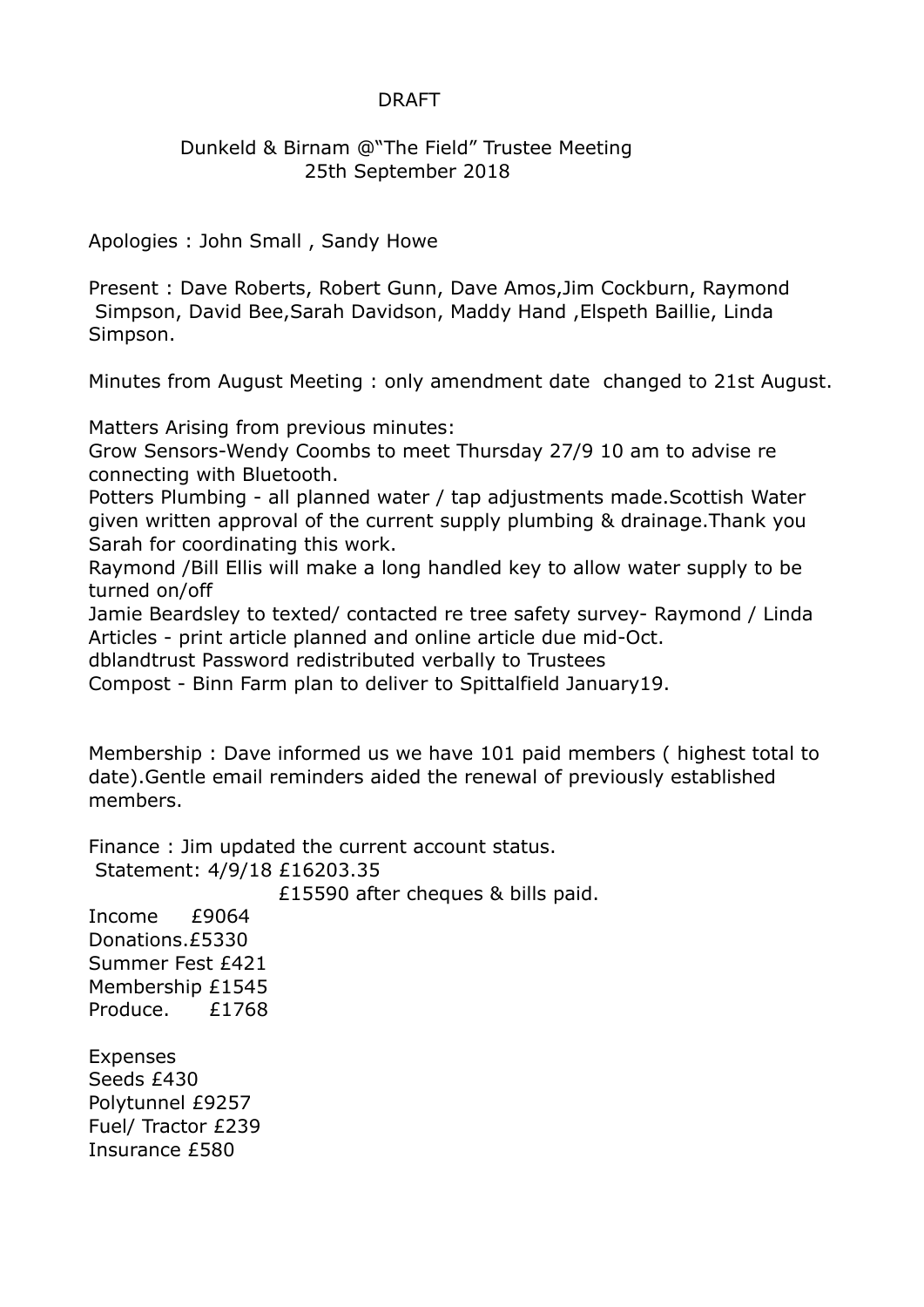DRAFT

# Dunkeld & Birnam @"The Field" Trustee Meeting
## 25th September 2018

Apologies : John Small , Sandy Howe

Present : Dave Roberts, Robert Gunn, Dave Amos,Jim Cockburn, Raymond Simpson, David Bee,Sarah Davidson, Maddy Hand ,Elspeth Baillie, Linda Simpson.

Minutes from August Meeting : only amendment date changed to 21st August.

Matters Arising from previous minutes:
Grow Sensors-Wendy Coombs to meet Thursday 27/9 10 am to advise re connecting with Bluetooth.
Potters Plumbing - all planned water / tap adjustments made.Scottish Water given written approval of the current supply plumbing & drainage.Thank you Sarah for coordinating this work.
Raymond /Bill Ellis will make a long handled key to allow water supply to be turned on/off
Jamie Beardsley to texted/ contacted re tree safety survey- Raymond / Linda
Articles - print article planned and online article due mid-Oct.
dblandtrust Password redistributed verbally to Trustees
Compost - Binn Farm plan to deliver to Spittalfield January19.

Membership : Dave informed us we have 101 paid members ( highest total to date).Gentle email reminders aided the renewal of previously established members.

Finance : Jim updated the current account status.
Statement: 4/9/18 £16203.35
£15590 after cheques & bills paid.

Income £9064
Donations.£5330
Summer Fest £421
Membership £1545
Produce. £1768

Expenses
Seeds £430
Polytunnel £9257
Fuel/ Tractor £239
Insurance £580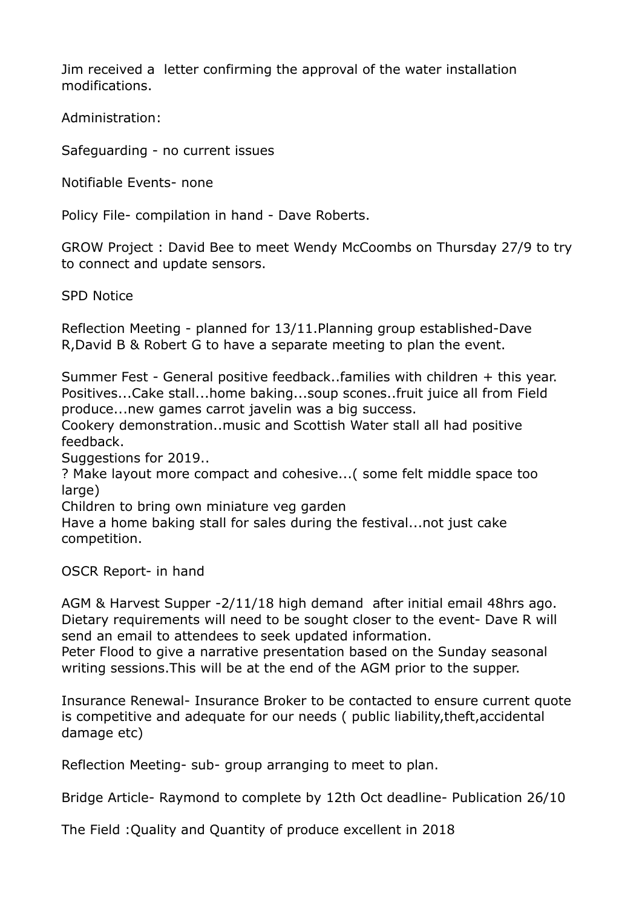Jim received a  letter confirming the approval of the water installation modifications.

Administration:

Safeguarding - no current issues

Notifiable Events- none

Policy File- compilation in hand - Dave Roberts.

GROW Project : David Bee to meet Wendy McCoombs on Thursday 27/9 to try to connect and update sensors.

SPD Notice

Reflection Meeting - planned for 13/11.Planning group established-Dave R,David B & Robert G to have a separate meeting to plan the event.

Summer Fest - General positive feedback..families with children + this year. Positives...Cake stall...home baking...soup scones..fruit juice all from Field produce...new games carrot javelin was a big success.
Cookery demonstration..music and Scottish Water stall all had positive feedback.
Suggestions for 2019..
? Make layout more compact and cohesive...( some felt middle space too large)
Children to bring own miniature veg garden
Have a home baking stall for sales during the festival...not just cake competition.

OSCR Report- in hand

AGM & Harvest Supper -2/11/18 high demand  after initial email 48hrs ago. Dietary requirements will need to be sought closer to the event- Dave R will send an email to attendees to seek updated information.
Peter Flood to give a narrative presentation based on the Sunday seasonal writing sessions.This will be at the end of the AGM prior to the supper.

Insurance Renewal- Insurance Broker to be contacted to ensure current quote is competitive and adequate for our needs ( public liability,theft,accidental damage etc)

Reflection Meeting- sub- group arranging to meet to plan.

Bridge Article- Raymond to complete by 12th Oct deadline- Publication 26/10

The Field :Quality and Quantity of produce excellent in 2018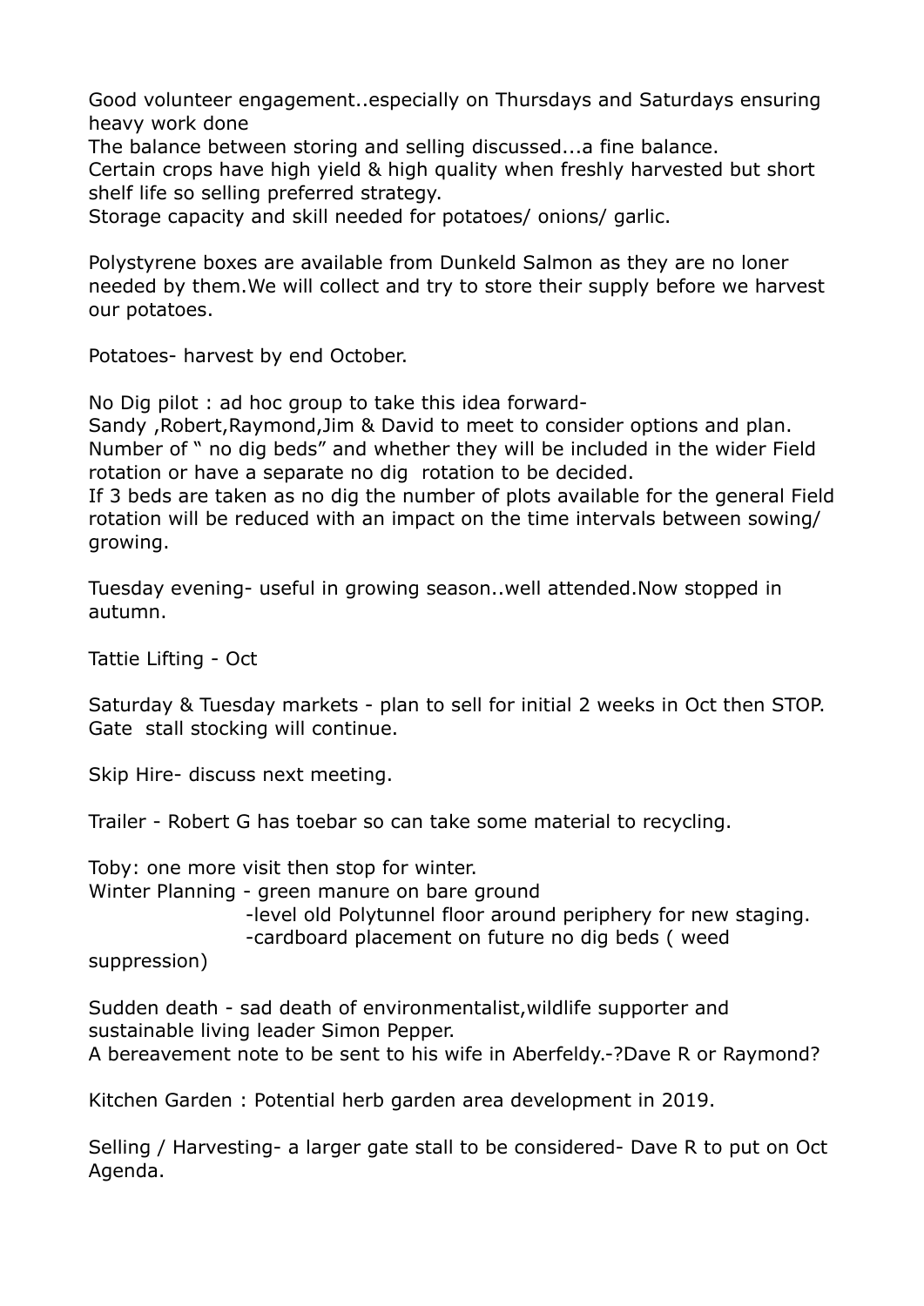Good volunteer engagement..especially on Thursdays and Saturdays ensuring heavy work done
The balance between storing and selling discussed...a fine balance.
Certain crops have high yield & high quality when freshly harvested but short shelf life so selling preferred strategy.
Storage capacity and skill needed for potatoes/ onions/ garlic.

Polystyrene boxes are available from Dunkeld Salmon as they are no loner needed by them.We will collect and try to store their supply before we harvest our potatoes.

Potatoes- harvest by end October.

No Dig pilot : ad hoc group to take this idea forward-
Sandy ,Robert,Raymond,Jim & David to meet to consider options and plan.
Number of " no dig beds" and whether they will be included in the wider Field rotation or have a separate no dig rotation to be decided.
If 3 beds are taken as no dig the number of plots available for the general Field rotation will be reduced with an impact on the time intervals between sowing/ growing.

Tuesday evening- useful in growing season..well attended.Now stopped in autumn.

Tattie Lifting - Oct

Saturday & Tuesday markets - plan to sell for initial 2 weeks in Oct then STOP.
Gate stall stocking will continue.

Skip Hire- discuss next meeting.

Trailer - Robert G has toebar so can take some material to recycling.

Toby: one more visit then stop for winter.
Winter Planning - green manure on bare ground
-level old Polytunnel floor around periphery for new staging.
-cardboard placement on future no dig beds ( weed suppression)

Sudden death - sad death of environmentalist,wildlife supporter and sustainable living leader Simon Pepper.
A bereavement note to be sent to his wife in Aberfeldy.-?Dave R or Raymond?

Kitchen Garden : Potential herb garden area development in 2019.

Selling / Harvesting- a larger gate stall to be considered- Dave R to put on Oct Agenda.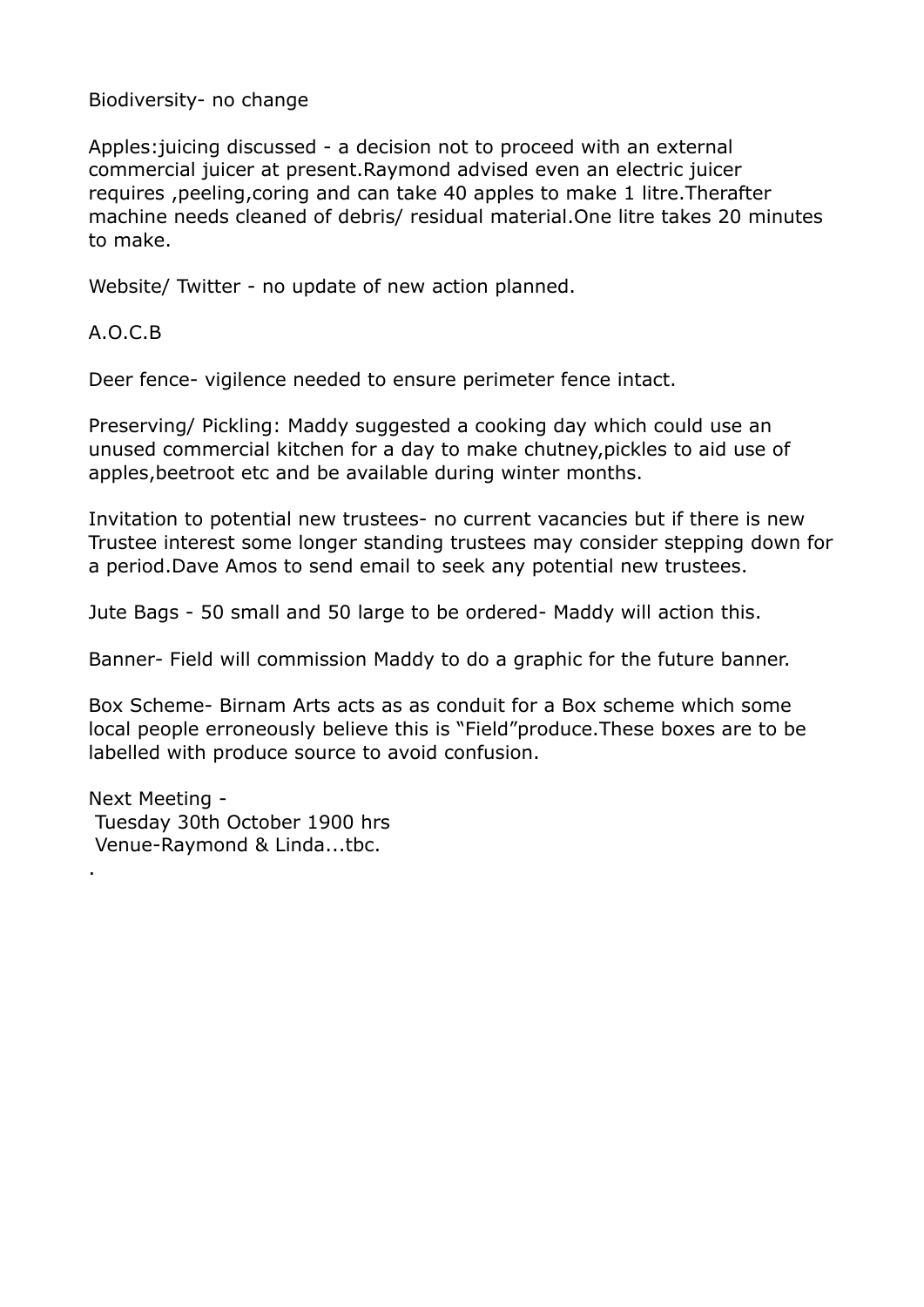Biodiversity- no change

Apples:juicing discussed - a decision not to proceed with an external commercial juicer at present.Raymond advised even an electric juicer requires ,peeling,coring and can take 40 apples to make 1 litre.Therafter machine needs cleaned of debris/ residual material.One litre takes 20 minutes to make.

Website/ Twitter - no update of new action planned.

A.O.C.B

Deer fence- vigilence needed to ensure perimeter fence intact.

Preserving/ Pickling: Maddy suggested a cooking day which could use an unused commercial kitchen for a day to make chutney,pickles to aid use of apples,beetroot etc and be available during winter months.

Invitation to potential new trustees- no current vacancies but if there is new Trustee interest some longer standing trustees may consider stepping down for a period.Dave Amos to send email to seek any potential new trustees.

Jute Bags - 50 small and 50 large to be ordered- Maddy will action this.

Banner- Field will commission Maddy to do a graphic for the future banner.

Box Scheme- Birnam Arts acts as as conduit for a Box scheme which some local people erroneously believe this is "Field"produce.These boxes are to be labelled with produce source to avoid confusion.

Next Meeting -
Tuesday 30th October 1900 hrs
Venue-Raymond & Linda...tbc.

.